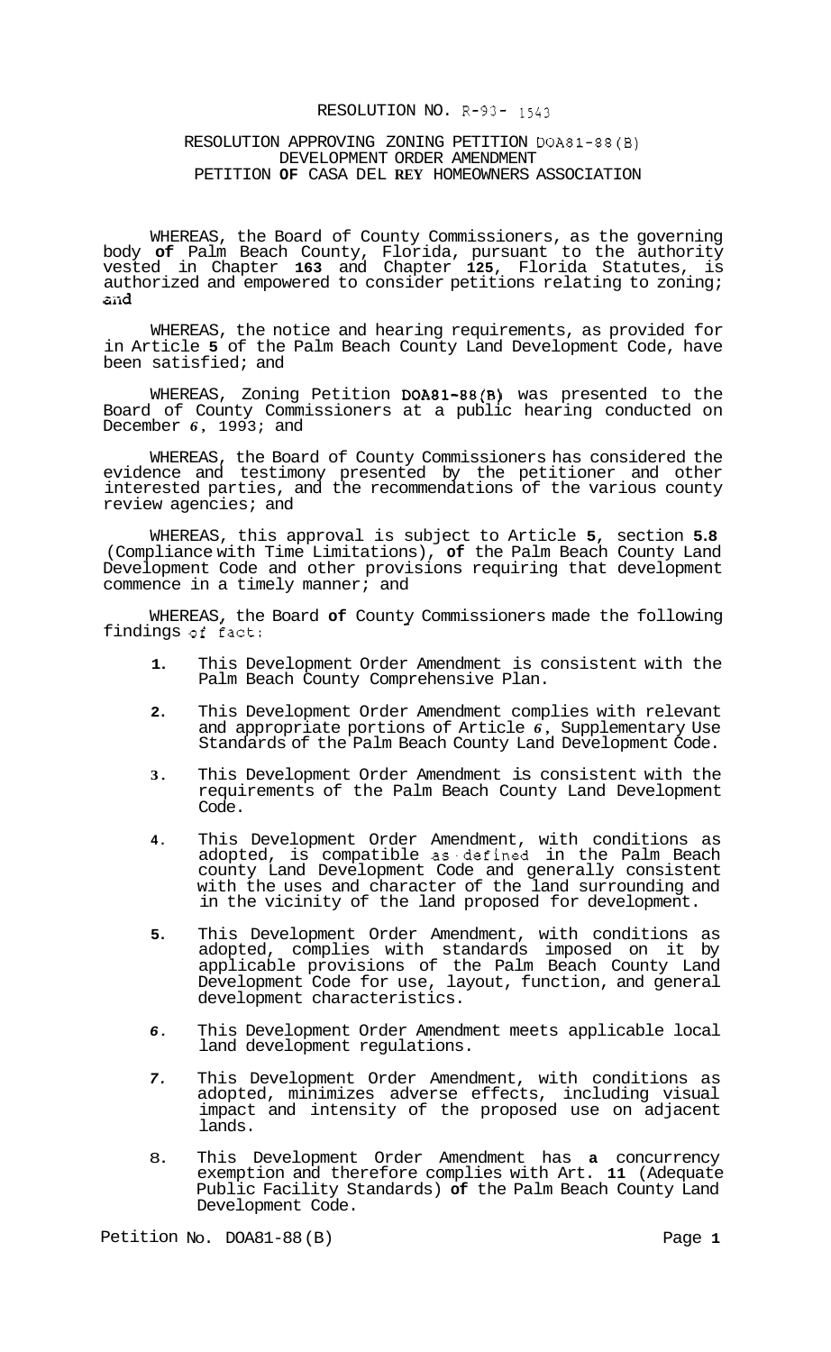RESOLUTION NO. R-93- 1543

RESOLUTION APPROVING ZONING PETITION DOA81-88(B)
DEVELOPMENT ORDER AMENDMENT
PETITION OF CASA DEL REY HOMEOWNERS ASSOCIATION

WHEREAS, the Board of County Commissioners, as the governing body of Palm Beach County, Florida, pursuant to the authority vested in Chapter 163 and Chapter 125, Florida Statutes, is authorized and empowered to consider petitions relating to zoning; and

WHEREAS, the notice and hearing requirements, as provided for in Article 5 of the Palm Beach County Land Development Code, have been satisfied; and

WHEREAS, Zoning Petition DOA81-88(B) was presented to the Board of County Commissioners at a public hearing conducted on December 6, 1993; and

WHEREAS, the Board of County Commissioners has considered the evidence and testimony presented by the petitioner and other interested parties, and the recommendations of the various county review agencies; and

WHEREAS, this approval is subject to Article 5, section 5.8 (Compliance with Time Limitations), of the Palm Beach County Land Development Code and other provisions requiring that development commence in a timely manner; and

WHEREAS, the Board of County Commissioners made the following findings of fact:

1. This Development Order Amendment is consistent with the Palm Beach County Comprehensive Plan.
2. This Development Order Amendment complies with relevant and appropriate portions of Article 6, Supplementary Use Standards of the Palm Beach County Land Development Code.
3. This Development Order Amendment is consistent with the requirements of the Palm Beach County Land Development Code.
4. This Development Order Amendment, with conditions as adopted, is compatible as defined in the Palm Beach county Land Development Code and generally consistent with the uses and character of the land surrounding and in the vicinity of the land proposed for development.
5. This Development Order Amendment, with conditions as adopted, complies with standards imposed on it by applicable provisions of the Palm Beach County Land Development Code for use, layout, function, and general development characteristics.
6. This Development Order Amendment meets applicable local land development regulations.
7. This Development Order Amendment, with conditions as adopted, minimizes adverse effects, including visual impact and intensity of the proposed use on adjacent lands.
8. This Development Order Amendment has a concurrency exemption and therefore complies with Art. 11 (Adequate Public Facility Standards) of the Palm Beach County Land Development Code.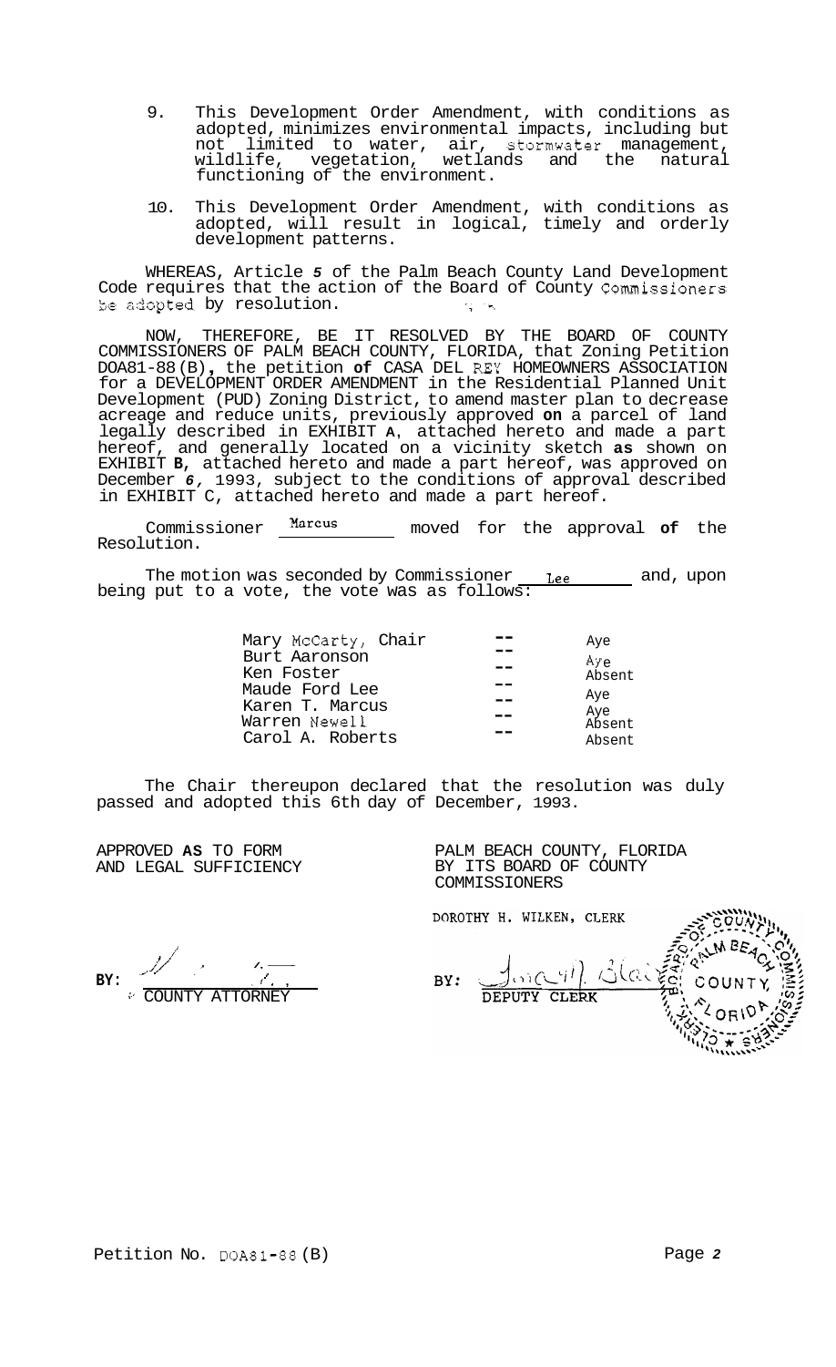9. This Development Order Amendment, with conditions as adopted, minimizes environmental impacts, including but not limited to water, air, stormwater management, wildlife, vegetation, wetlands and the natural functioning of the environment.

10. This Development Order Amendment, with conditions as adopted, will result in logical, timely and orderly development patterns.

WHEREAS, Article *5* of the Palm Beach County Land Development Code requires that the action of the Board of County Commissioners be adopted by resolution.

NOW, THEREFORE, BE IT RESOLVED BY THE BOARD OF COUNTY COMMISSIONERS OF PALM BEACH COUNTY, FLORIDA, that Zoning Petition DOA81-88(B), the petition **of** CASA DEL REY HOMEOWNERS ASSOCIATION for a DEVELOPMENT ORDER AMENDMENT in the Residential Planned Unit Development (PUD) Zoning District, to amend master plan to decrease acreage and reduce units, previously approved **on** a parcel of land legally described in EXHIBIT **A**, attached hereto and made a part hereof, and generally located on a vicinity sketch **as** shown on EXHIBIT **B**, attached hereto and made a part hereof, was approved on December *6*, 1993, subject to the conditions of approval described in EXHIBIT C, attached hereto and made a part hereof.

Commissioner Marcus moved for the approval **of** the Resolution.

The motion was seconded by Commissioner Lee and, upon being put to a vote, the vote was as follows:

| | | |
|---|---|---|
| Mary McCarty, Chair | -- | Aye |
| Burt Aaronson | -- | Aye |
| Ken Foster | -- | Absent |
| Maude Ford Lee | -- | Aye |
| Karen T. Marcus | -- | Aye |
| Warren Newell | -- | Absent |
| Carol A. Roberts | -- | Absent |

The Chair thereupon declared that the resolution was duly passed and adopted this 6th day of December, 1993.

APPROVED **AS** TO FORM
AND LEGAL SUFFICIENCY

BY: ______________________
COUNTY ATTORNEY

PALM BEACH COUNTY, FLORIDA
BY ITS BOARD OF COUNTY
COMMISSIONERS

DOROTHY H. WILKEN, CLERK

BY: ______________________
DEPUTY CLERK

Petition No. DOA81-88(B)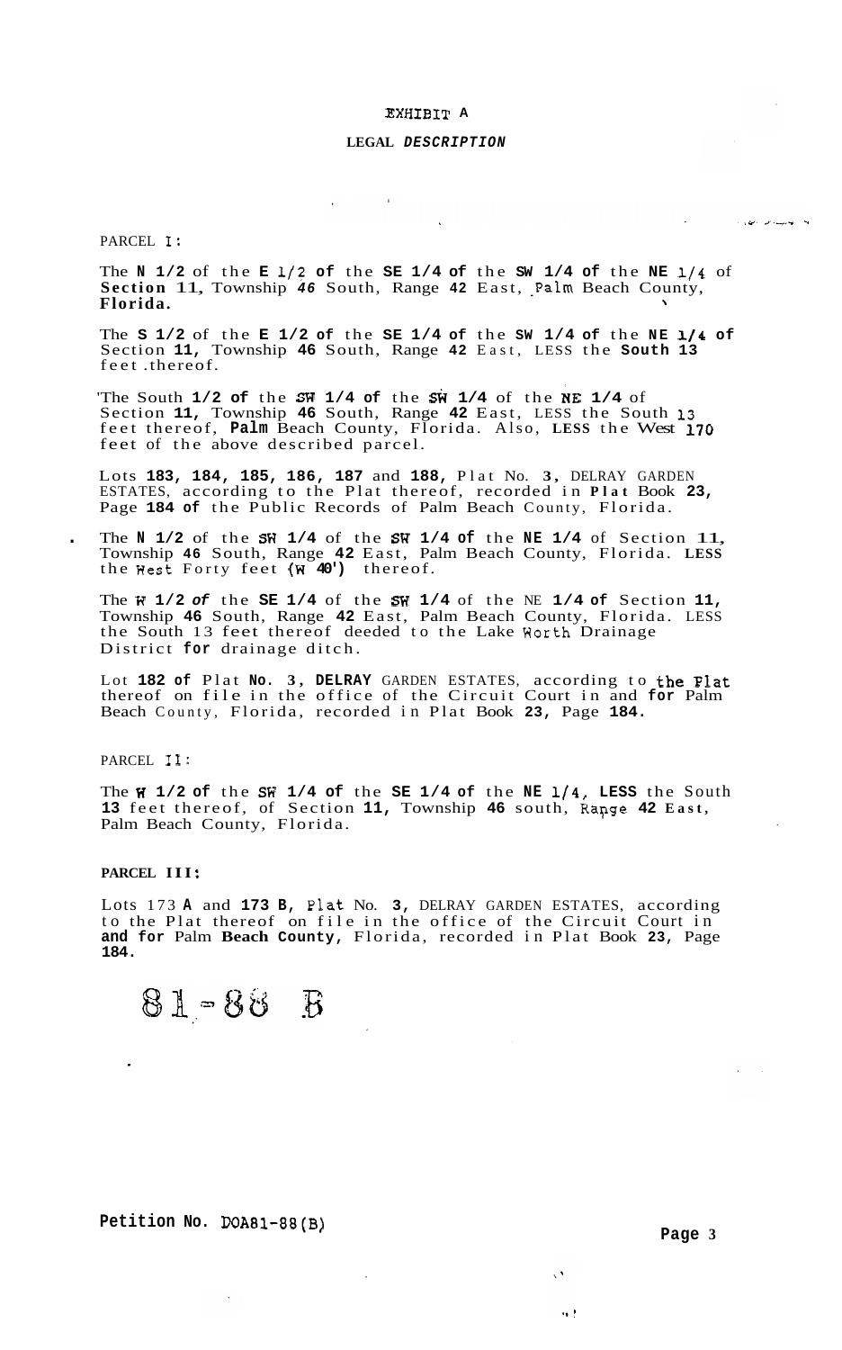# EXHIBIT A

## LEGAL *DESCRIPTION*

PARCEL I:

The N 1/2 of the E 1/2 of the SE 1/4 of the SW 1/4 of the NE 1/4 of Section 11, Township 46 South, Range 42 East, Palm Beach County, Florida.

The S 1/2 of the E 1/2 of the SE 1/4 of the SW 1/4 of the NE 1/4 of Section 11, Township 46 South, Range 42 East, LESS the South 13 feet thereof.

The South 1/2 of the SW 1/4 of the SW 1/4 of the NE 1/4 of Section 11, Township 46 South, Range 42 East, LESS the South 13 feet thereof, Palm Beach County, Florida. Also, LESS the West 170 feet of the above described parcel.

Lots 183, 184, 185, 186, 187 and 188, Plat No. 3, DELRAY GARDEN ESTATES, according to the Plat thereof, recorded in Plat Book 23, Page 184 of the Public Records of Palm Beach County, Florida.

The N 1/2 of the SW 1/4 of the SW 1/4 of the NE 1/4 of Section 11, Township 46 South, Range 42 East, Palm Beach County, Florida. LESS the West Forty feet (W 40') thereof.

The W 1/2 *of* the SE 1/4 of the SW 1/4 of the NE 1/4 of Section 11, Township 46 South, Range 42 East, Palm Beach County, Florida. LESS the South 13 feet thereof deeded to the Lake Worth Drainage District for drainage ditch.

Lot 182 of Plat No. 3, DELRAY GARDEN ESTATES, according to the Plat thereof on file in the office of the Circuit Court in and for Palm Beach County, Florida, recorded in Plat Book 23, Page 184.

PARCEL II:

The W 1/2 of the SW 1/4 of the SE 1/4 of the NE 1/4, LESS the South 13 feet thereof, of Section 11, Township 46 south, Range 42 East, Palm Beach County, Florida.

PARCEL III:

Lots 173 A and 173 B, Plat No. 3, DELRAY GARDEN ESTATES, according to the Plat thereof on file in the office of the Circuit Court in and for Palm Beach County, Florida, recorded in Plat Book 23, Page 184.

81-88 B

Petition No. DOA81-88(B)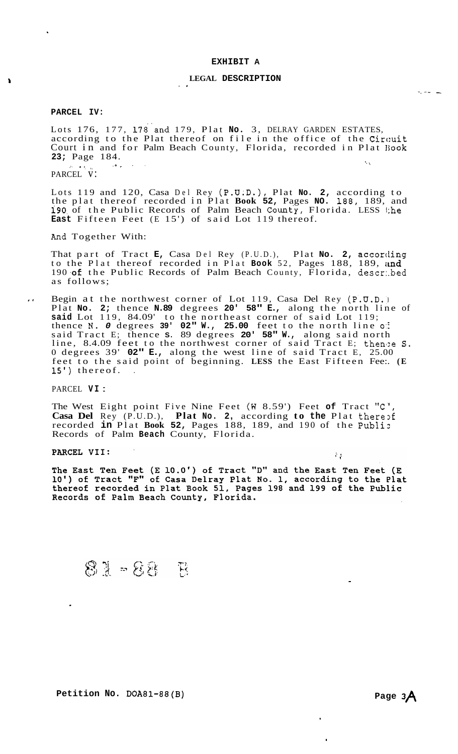# EXHIBIT A

## LEGAL DESCRIPTION

**PARCEL IV:**

Lots 176, 177, 178 and 179, Plat No. 3, DELRAY GARDEN ESTATES, according to the Plat thereof on file in the office of the Circuit Court in and for Palm Beach County, Florida, recorded in Plat Book 23; Page 184.

PARCEL V:

Lots 119 and 120, Casa Del Rey (P.U.D.), Plat No. 2, according to the plat thereof recorded in Plat Book 52, Pages NO. 188, 189, and 190 of the Public Records of Palm Beach County, Florida. LESS the East Fifteen Feet (E 15') of said Lot 119 thereof.

And Together With:

That part of Tract E, Casa Del Rey (P.U.D.), Plat No. 2, according to the Plat thereof recorded in Plat Book 52, Pages 188, 189, and 190 of the Public Records of Palm Beach County, Florida, described as follows;

Begin at the northwest corner of Lot 119, Casa Del Rey (P.U.D.) Plat No. 2; thence N.89 degrees 20' 58" E., along the north line of said Lot 119, 84.09' to the northeast corner of said Lot 119; thence N. 0 degrees 39' 02" W., 25.00 feet to the north line of said Tract E; thence S. 89 degrees 20' 58" W., along said north line, 84.09 feet to the northwest corner of said Tract E; thence S. 0 degrees 39' 02" E., along the west line of said Tract E, 25.00 feet to the said point of beginning. LESS the East Fifteen Feet (E 15') thereof.

PARCEL VI:

The West Eight point Five Nine Feet (W 8.59') Feet of Tract "C', Casa Del Rey (P.U.D.), Plat No. 2, according to the Plat thereof recorded in Plat Book 52, Pages 188, 189, and 190 of the Public Records of Palm Beach County, Florida.

**PARCEL VII:**

**The East Ten Feet (E 10.0') of Tract "D" and the East Ten Feet (E 10') of Tract "F" of Casa Delray Plat No. 1, according to the Plat thereof recorded in Plat Book 51, Pages 198 and 199 of the Public Records of Palm Beach County, Florida.**

81-88 B

Petition No. DOA81-88(B)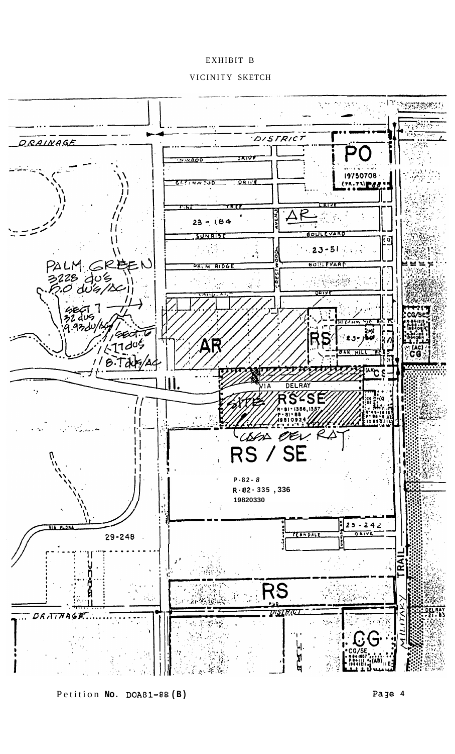EXHIBIT B

VICINITY SKETCH

DRAINAGE

DISTRICT

PO

19750708

AR

23 - 184

23-51

PALM GREEN
3228 du's
5.0 du's/Ac

SECT 7
32 dus
9.93 du/Ac

SECT 6
17 du's
8.7 du's/Ac

AR

RS

CG/SE

CG

VIA DELRAY

SITE RS-SE

R-81-1386,1387
P-81-88
19810924

CASA DEL RAY

RS / SE

P-82-8
R-82-335, 336
19820330

23-242

FERNDALE DRIVE

29-248

VIA FLORA

RS

DRAINAGE

DISTRICT

CG

CG/SE

MILITARY TRAIL

DELRAY

Petition No. DOA81-88 (B)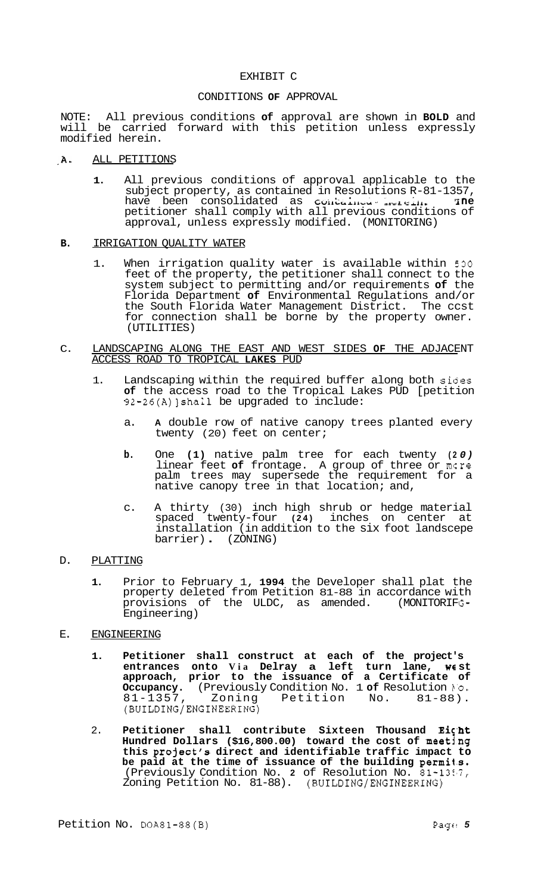EXHIBIT C

CONDITIONS **OF** APPROVAL

NOTE: All previous conditions **of** approval are shown in **BOLD** and will be carried forward with this petition unless expressly modified herein.

**A.** ALL PETITIONS

1. All previous conditions of approval applicable to the subject property, as contained in Resolutions R-81-1357, have been consolidated as contained herein. The petitioner shall comply with all previous conditions of approval, unless expressly modified. (MONITORING)

**B.** IRRIGATION QUALITY WATER

1. When irrigation quality water is available within 500 feet of the property, the petitioner shall connect to the system subject to permitting and/or requirements **of** the Florida Department **of** Environmental Regulations and/or the South Florida Water Management District. The ccst for connection shall be borne by the property owner. (UTILITIES)

C. LANDSCAPING ALONG THE EAST AND WEST SIDES **OF** THE ADJACENT ACCESS ROAD TO TROPICAL **LAKES** PUD

1. Landscaping within the required buffer along both sides **of** the access road to the Tropical Lakes PUD [petition 92-26(A)] shall be upgraded to include:

   a. **A** double row of native canopy trees planted every twenty (20) feet on center;

   **b**. One **(1)** native palm tree for each twenty **(20)** linear feet **of** frontage. A group of three or more palm trees may supersede the requirement for a native canopy tree in that location; and,

   c. A thirty (30) inch high shrub or hedge material spaced twenty-four **(24)** inches on center at installation (in addition to the six foot landscepe barrier)**.** (ZONING)

D. PLATTING

1. Prior to February 1, **1994** the Developer shall plat the property deleted from Petition 81-88 in accordance with provisions of the ULDC, as amended. (MONITORING-Engineering)

E. ENGINEERING

1. **Petitioner shall construct at each of the project's entrances onto Via Delray a left turn lane, west approach, prior to the issuance of a Certificate of Occupancy.** (Previously Condition No. 1 **of** Resolution No. 81-1357, Zoning Petition No. 81-88). (BUILDING/ENGINEERING)

2. **Petitioner shall contribute Sixteen Thousand Eight Hundred Dollars ($16,800.00) toward the cost of meeting this project's direct and identifiable traffic impact to be paid at the time of issuance of the building permits.** (Previously Condition No. **2** of Resolution No. 81-1357, Zoning Petition No. 81-88). (BUILDING/ENGINEERING)

Petition No. DOA81-88(B)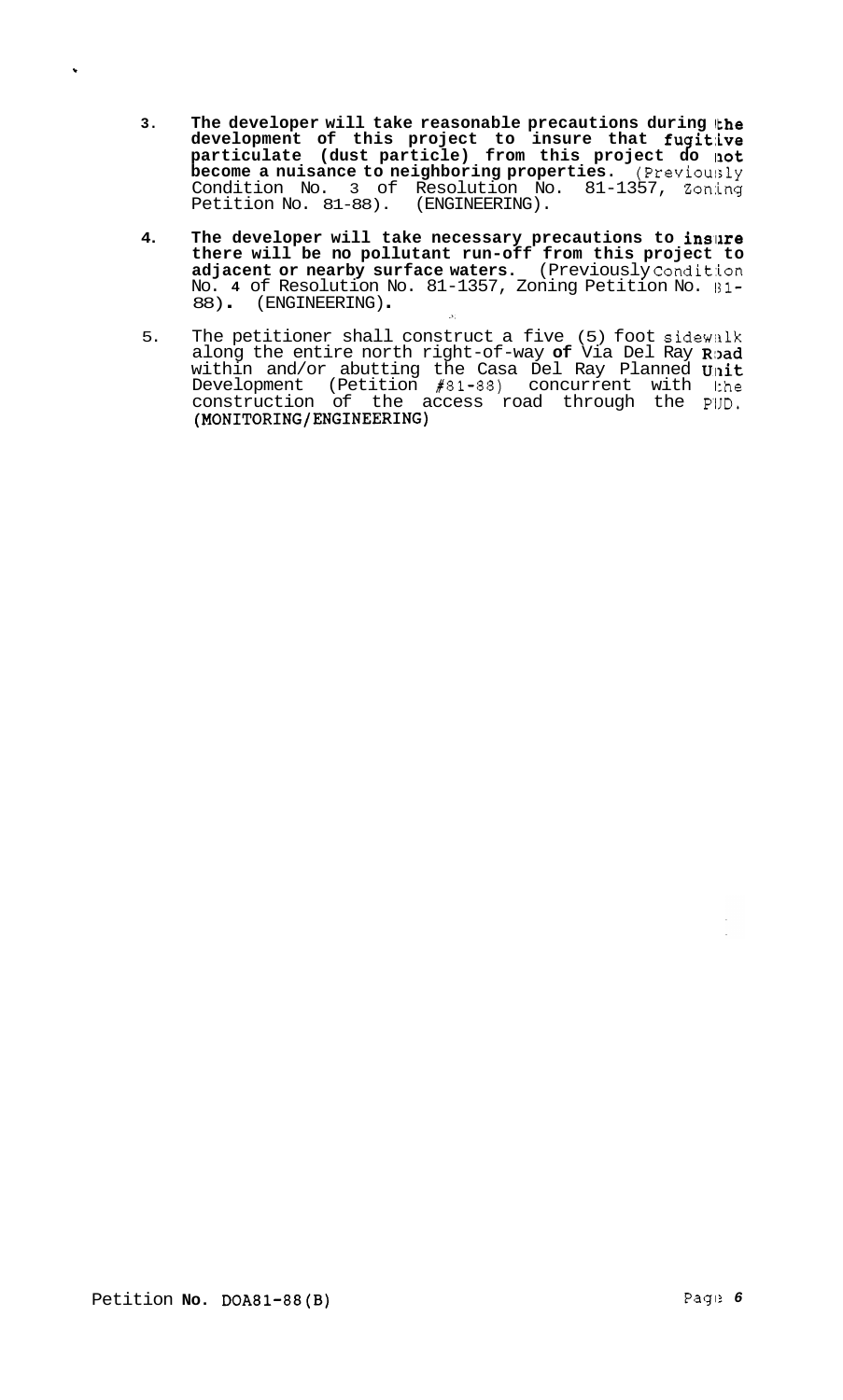3. **The developer will take reasonable precautions during the development of this project to insure that fugitive particulate (dust particle) from this project do not become a nuisance to neighboring properties.** (Previously Condition No. 3 of Resolution No. 81-1357, Zoning Petition No. 81-88). (ENGINEERING).

4. **The developer will take necessary precautions to insure there will be no pollutant run-off from this project to adjacent or nearby surface waters.** (Previously Condition No. **4** of Resolution No. 81-1357, Zoning Petition No. 81-88). (ENGINEERING).

5. The petitioner shall construct a five (5) foot sidewalk along the entire north right-of-way **of** Via Del Ray Road within and/or abutting the Casa Del Ray Planned Unit Development (Petition #81-88) concurrent with the construction of the access road through the PUD. **(MONITORING/ENGINEERING)**

Petition **No.** DOA81-88(B)